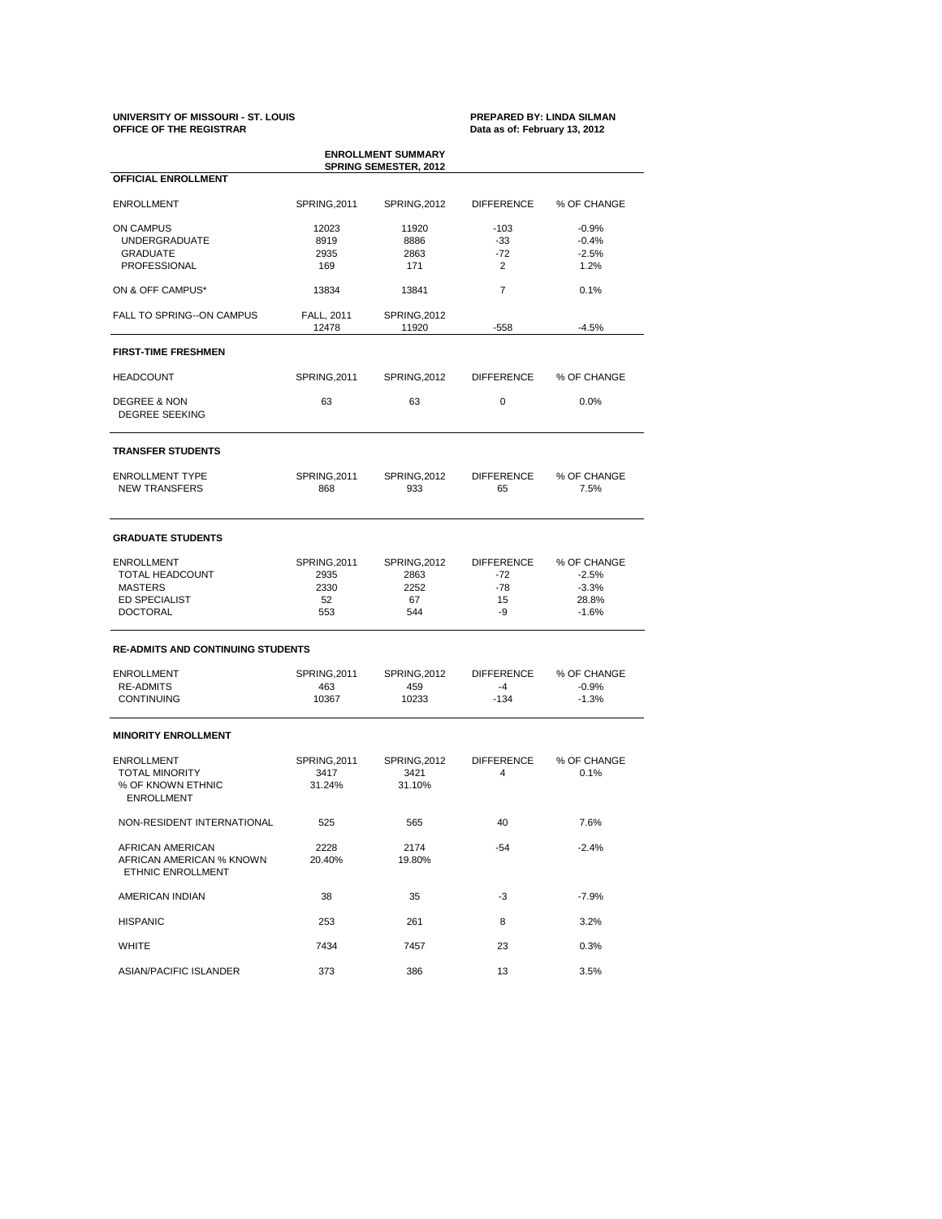**UNIVERSITY OF MISSOURI - ST. LOUIS**
**OFFICE OF THE REGISTRAR**

**PREPARED BY: LINDA SILMAN**
**Data as of: February 13, 2012**

## ENROLLMENT SUMMARY
## SPRING SEMESTER, 2012

### OFFICIAL ENROLLMENT

| ENROLLMENT | SPRING,2011 | SPRING,2012 | DIFFERENCE | % OF CHANGE |
|---|---|---|---|---|
| ON CAMPUS | 12023 | 11920 | -103 | -0.9% |
| UNDERGRADUATE | 8919 | 8886 | -33 | -0.4% |
| GRADUATE | 2935 | 2863 | -72 | -2.5% |
| PROFESSIONAL | 169 | 171 | 2 | 1.2% |
| ON & OFF CAMPUS* | 13834 | 13841 | 7 | 0.1% |
| FALL TO SPRING--ON CAMPUS | FALL, 2011 | SPRING,2012 | | |
| | 12478 | 11920 | -558 | -4.5% |

### FIRST-TIME FRESHMEN

| HEADCOUNT | SPRING,2011 | SPRING,2012 | DIFFERENCE | % OF CHANGE |
|---|---|---|---|---|
| DEGREE & NON DEGREE SEEKING | 63 | 63 | 0 | 0.0% |

### TRANSFER STUDENTS

| ENROLLMENT TYPE | SPRING,2011 | SPRING,2012 | DIFFERENCE | % OF CHANGE |
|---|---|---|---|---|
| NEW TRANSFERS | 868 | 933 | 65 | 7.5% |

### GRADUATE STUDENTS

| ENROLLMENT | SPRING,2011 | SPRING,2012 | DIFFERENCE | % OF CHANGE |
|---|---|---|---|---|
| TOTAL HEADCOUNT | 2935 | 2863 | -72 | -2.5% |
| MASTERS | 2330 | 2252 | -78 | -3.3% |
| ED SPECIALIST | 52 | 67 | 15 | 28.8% |
| DOCTORAL | 553 | 544 | -9 | -1.6% |

### RE-ADMITS AND CONTINUING STUDENTS

| ENROLLMENT | SPRING,2011 | SPRING,2012 | DIFFERENCE | % OF CHANGE |
|---|---|---|---|---|
| RE-ADMITS | 463 | 459 | -4 | -0.9% |
| CONTINUING | 10367 | 10233 | -134 | -1.3% |

### MINORITY ENROLLMENT

| ENROLLMENT | SPRING,2011 | SPRING,2012 | DIFFERENCE | % OF CHANGE |
|---|---|---|---|---|
| TOTAL MINORITY | 3417 | 3421 | 4 | 0.1% |
| % OF KNOWN ETHNIC ENROLLMENT | 31.24% | 31.10% | | |
| NON-RESIDENT INTERNATIONAL | 525 | 565 | 40 | 7.6% |
| AFRICAN AMERICAN | 2228 | 2174 | -54 | -2.4% |
| AFRICAN AMERICAN % KNOWN ETHNIC ENROLLMENT | 20.40% | 19.80% | | |
| AMERICAN INDIAN | 38 | 35 | -3 | -7.9% |
| HISPANIC | 253 | 261 | 8 | 3.2% |
| WHITE | 7434 | 7457 | 23 | 0.3% |
| ASIAN/PACIFIC ISLANDER | 373 | 386 | 13 | 3.5% |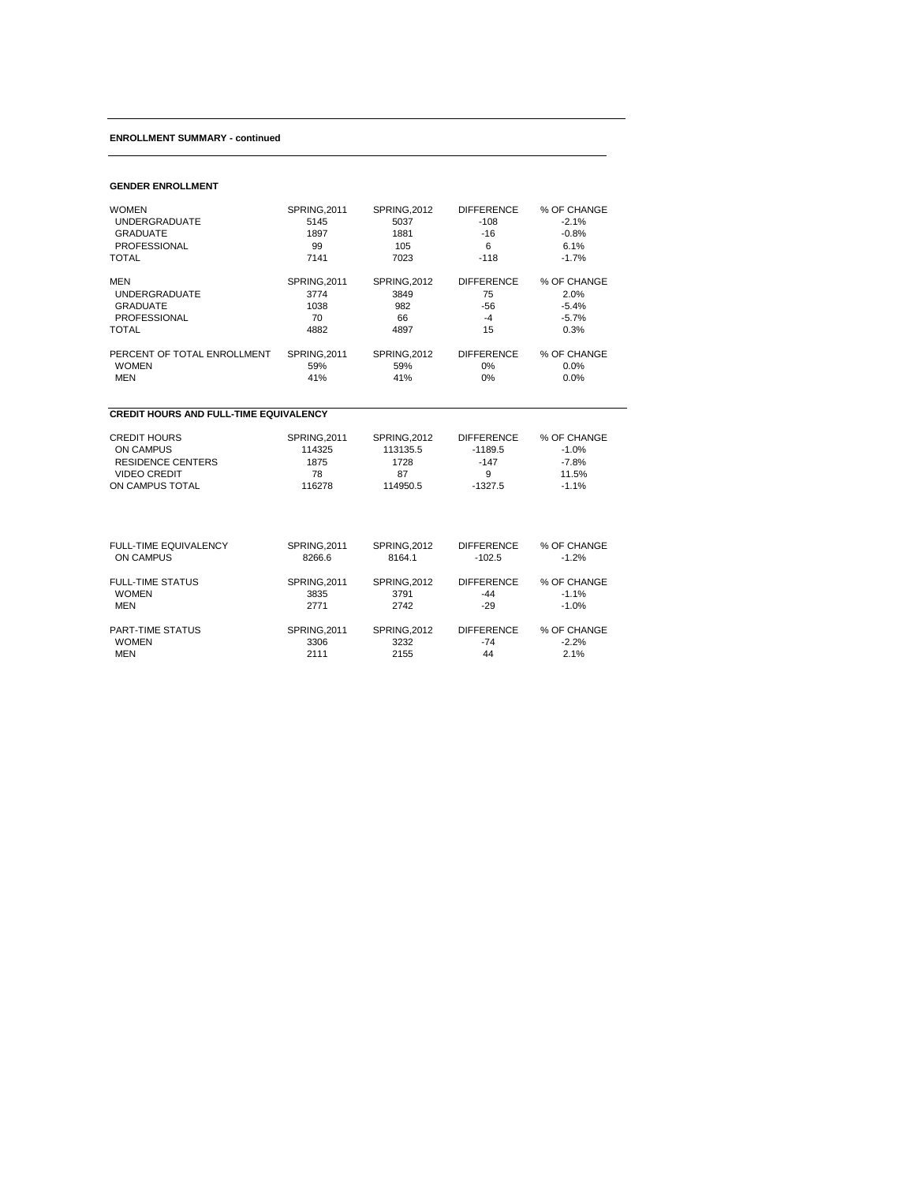## ENROLLMENT SUMMARY - continued

### GENDER ENROLLMENT

| WOMEN | SPRING,2011 | SPRING,2012 | DIFFERENCE | % OF CHANGE |
|---|---|---|---|---|
| UNDERGRADUATE | 5145 | 5037 | -108 | -2.1% |
| GRADUATE | 1897 | 1881 | -16 | -0.8% |
| PROFESSIONAL | 99 | 105 | 6 | 6.1% |
| TOTAL | 7141 | 7023 | -118 | -1.7% |

| MEN | SPRING,2011 | SPRING,2012 | DIFFERENCE | % OF CHANGE |
|---|---|---|---|---|
| UNDERGRADUATE | 3774 | 3849 | 75 | 2.0% |
| GRADUATE | 1038 | 982 | -56 | -5.4% |
| PROFESSIONAL | 70 | 66 | -4 | -5.7% |
| TOTAL | 4882 | 4897 | 15 | 0.3% |

| PERCENT OF TOTAL ENROLLMENT | SPRING,2011 | SPRING,2012 | DIFFERENCE | % OF CHANGE |
|---|---|---|---|---|
| WOMEN | 59% | 59% | 0% | 0.0% |
| MEN | 41% | 41% | 0% | 0.0% |

### CREDIT HOURS AND FULL-TIME EQUIVALENCY

| CREDIT HOURS | SPRING,2011 | SPRING,2012 | DIFFERENCE | % OF CHANGE |
|---|---|---|---|---|
| ON CAMPUS | 114325 | 113135.5 | -1189.5 | -1.0% |
| RESIDENCE CENTERS | 1875 | 1728 | -147 | -7.8% |
| VIDEO CREDIT | 78 | 87 | 9 | 11.5% |
| ON CAMPUS TOTAL | 116278 | 114950.5 | -1327.5 | -1.1% |

| FULL-TIME EQUIVALENCY | SPRING,2011 | SPRING,2012 | DIFFERENCE | % OF CHANGE |
|---|---|---|---|---|
| ON CAMPUS | 8266.6 | 8164.1 | -102.5 | -1.2% |

| FULL-TIME STATUS | SPRING,2011 | SPRING,2012 | DIFFERENCE | % OF CHANGE |
|---|---|---|---|---|
| WOMEN | 3835 | 3791 | -44 | -1.1% |
| MEN | 2771 | 2742 | -29 | -1.0% |

| PART-TIME STATUS | SPRING,2011 | SPRING,2012 | DIFFERENCE | % OF CHANGE |
|---|---|---|---|---|
| WOMEN | 3306 | 3232 | -74 | -2.2% |
| MEN | 2111 | 2155 | 44 | 2.1% |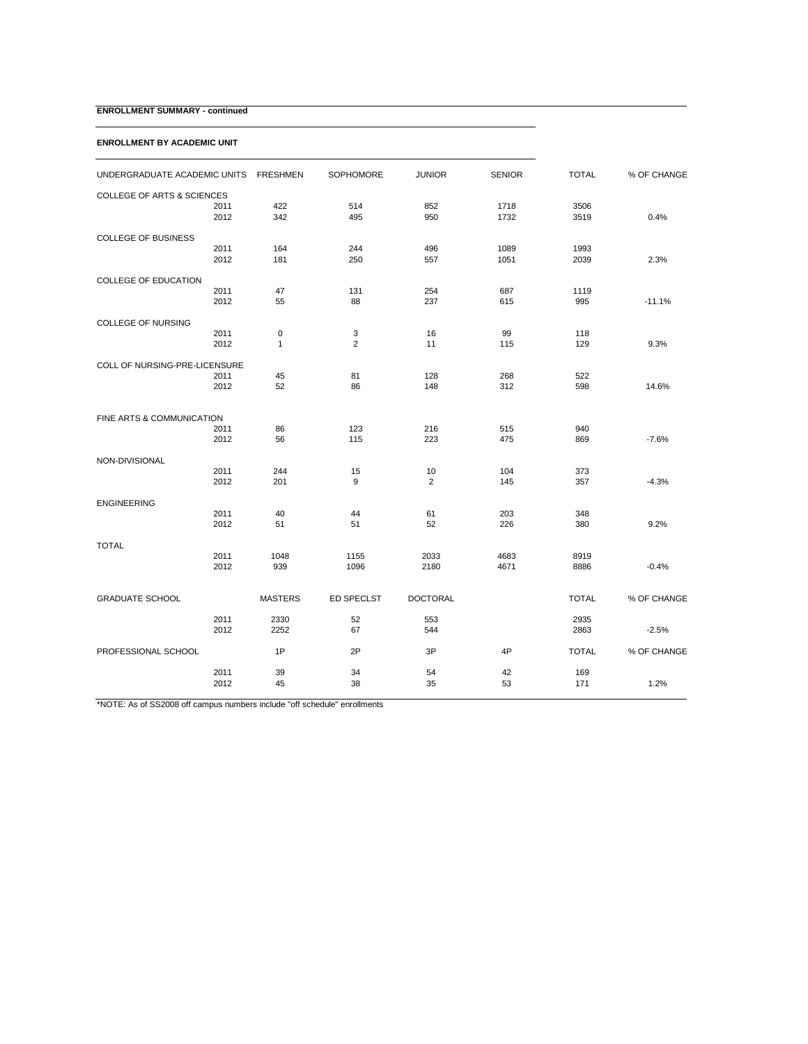**ENROLLMENT SUMMARY - continued**

**ENROLLMENT BY ACADEMIC UNIT**

| UNDERGRADUATE ACADEMIC UNITS | | FRESHMEN | SOPHOMORE | JUNIOR | SENIOR | TOTAL | % OF CHANGE |
|---|---|---|---|---|---|---|---|
| COLLEGE OF ARTS & SCIENCES | | | | | | | |
| | 2011 | 422 | 514 | 852 | 1718 | 3506 | |
| | 2012 | 342 | 495 | 950 | 1732 | 3519 | 0.4% |
| COLLEGE OF BUSINESS | | | | | | | |
| | 2011 | 164 | 244 | 496 | 1089 | 1993 | |
| | 2012 | 181 | 250 | 557 | 1051 | 2039 | 2.3% |
| COLLEGE OF EDUCATION | | | | | | | |
| | 2011 | 47 | 131 | 254 | 687 | 1119 | |
| | 2012 | 55 | 88 | 237 | 615 | 995 | -11.1% |
| COLLEGE OF NURSING | | | | | | | |
| | 2011 | 0 | 3 | 16 | 99 | 118 | |
| | 2012 | 1 | 2 | 11 | 115 | 129 | 9.3% |
| COLL OF NURSING-PRE-LICENSURE | | | | | | | |
| | 2011 | 45 | 81 | 128 | 268 | 522 | |
| | 2012 | 52 | 86 | 148 | 312 | 598 | 14.6% |
| FINE ARTS & COMMUNICATION | | | | | | | |
| | 2011 | 86 | 123 | 216 | 515 | 940 | |
| | 2012 | 56 | 115 | 223 | 475 | 869 | -7.6% |
| NON-DIVISIONAL | | | | | | | |
| | 2011 | 244 | 15 | 10 | 104 | 373 | |
| | 2012 | 201 | 9 | 2 | 145 | 357 | -4.3% |
| ENGINEERING | | | | | | | |
| | 2011 | 40 | 44 | 61 | 203 | 348 | |
| | 2012 | 51 | 51 | 52 | 226 | 380 | 9.2% |
| TOTAL | | | | | | | |
| | 2011 | 1048 | 1155 | 2033 | 4683 | 8919 | |
| | 2012 | 939 | 1096 | 2180 | 4671 | 8886 | -0.4% |

| GRADUATE SCHOOL | | MASTERS | ED SPECLST | DOCTORAL | | TOTAL | % OF CHANGE |
|---|---|---|---|---|---|---|---|
| | 2011 | 2330 | 52 | 553 | | 2935 | |
| | 2012 | 2252 | 67 | 544 | | 2863 | -2.5% |

| PROFESSIONAL SCHOOL | | 1P | 2P | 3P | 4P | TOTAL | % OF CHANGE |
|---|---|---|---|---|---|---|---|
| | 2011 | 39 | 34 | 54 | 42 | 169 | |
| | 2012 | 45 | 38 | 35 | 53 | 171 | 1.2% |

*NOTE: As of SS2008 off campus numbers include "off schedule" enrollments